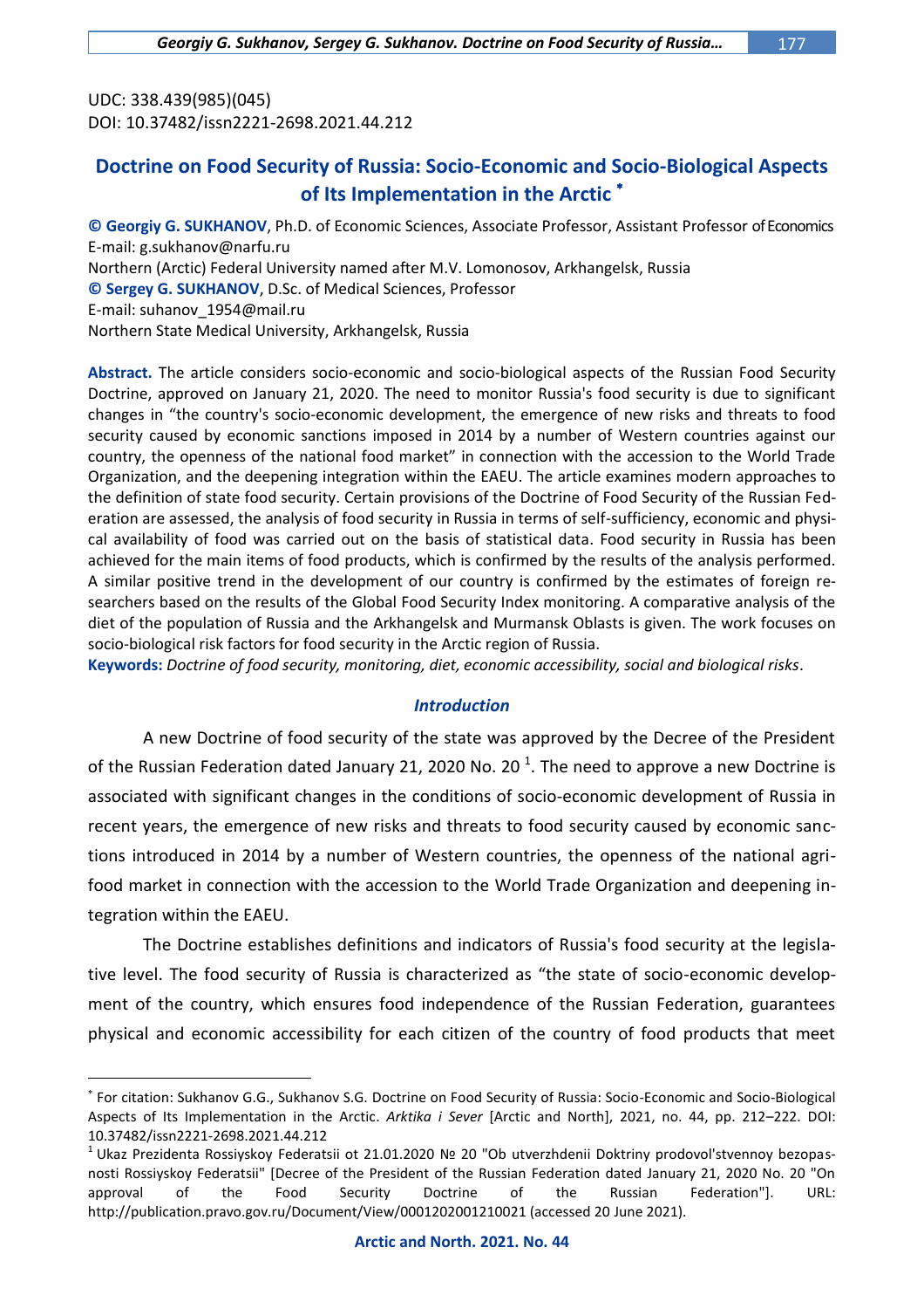UDC: 338.439(985)(045)
DOI: 10.37482/issn2221-2698.2021.44.212

# Doctrine on Food Security of Russia: Socio-Economic and Socio-Biological Aspects of Its Implementation in the Arctic [*]

**© Georgiy G. SUKHANOV**, Ph.D. of Economic Sciences, Associate Professor, Assistant Professor of Economics
E-mail: g.sukhanov@narfu.ru
Northern (Arctic) Federal University named after M.V. Lomonosov, Arkhangelsk, Russia
**© Sergey G. SUKHANOV**, D.Sc. of Medical Sciences, Professor
E-mail: suhanov_1954@mail.ru
Northern State Medical University, Arkhangelsk, Russia

**Abstract.** The article considers socio-economic and socio-biological aspects of the Russian Food Security Doctrine, approved on January 21, 2020. The need to monitor Russia's food security is due to significant changes in "the country's socio-economic development, the emergence of new risks and threats to food security caused by economic sanctions imposed in 2014 by a number of Western countries against our country, the openness of the national food market" in connection with the accession to the World Trade Organization, and the deepening integration within the EAEU. The article examines modern approaches to the definition of state food security. Certain provisions of the Doctrine of Food Security of the Russian Federation are assessed, the analysis of food security in Russia in terms of self-sufficiency, economic and physical availability of food was carried out on the basis of statistical data. Food security in Russia has been achieved for the main items of food products, which is confirmed by the results of the analysis performed. A similar positive trend in the development of our country is confirmed by the estimates of foreign researchers based on the results of the Global Food Security Index monitoring. A comparative analysis of the diet of the population of Russia and the Arkhangelsk and Murmansk Oblasts is given. The work focuses on socio-biological risk factors for food security in the Arctic region of Russia.

**Keywords:** *Doctrine of food security, monitoring, diet, economic accessibility, social and biological risks*.

## *Introduction*

A new Doctrine of food security of the state was approved by the Decree of the President of the Russian Federation dated January 21, 2020 No. 20 [1]. The need to approve a new Doctrine is associated with significant changes in the conditions of socio-economic development of Russia in recent years, the emergence of new risks and threats to food security caused by economic sanctions introduced in 2014 by a number of Western countries, the openness of the national agri-food market in connection with the accession to the World Trade Organization and deepening integration within the EAEU.

The Doctrine establishes definitions and indicators of Russia's food security at the legislative level. The food security of Russia is characterized as "the state of socio-economic development of the country, which ensures food independence of the Russian Federation, guarantees physical and economic accessibility for each citizen of the country of food products that meet

---

[*] For citation: Sukhanov G.G., Sukhanov S.G. Doctrine on Food Security of Russia: Socio-Economic and Socio-Biological Aspects of Its Implementation in the Arctic. *Arktika i Sever* [Arctic and North], 2021, no. 44, pp. 212–222. DOI: 10.37482/issn2221-2698.2021.44.212

[1] Ukaz Prezidenta Rossiyskoy Federatsii ot 21.01.2020 № 20 "Ob utverzhdenii Doktriny prodovol'stvennoy bezopasnosti Rossiyskoy Federatsii" [Decree of the President of the Russian Federation dated January 21, 2020 No. 20 "On approval of the Food Security Doctrine of the Russian Federation"]. URL: http://publication.pravo.gov.ru/Document/View/0001202001210021 (accessed 20 June 2021).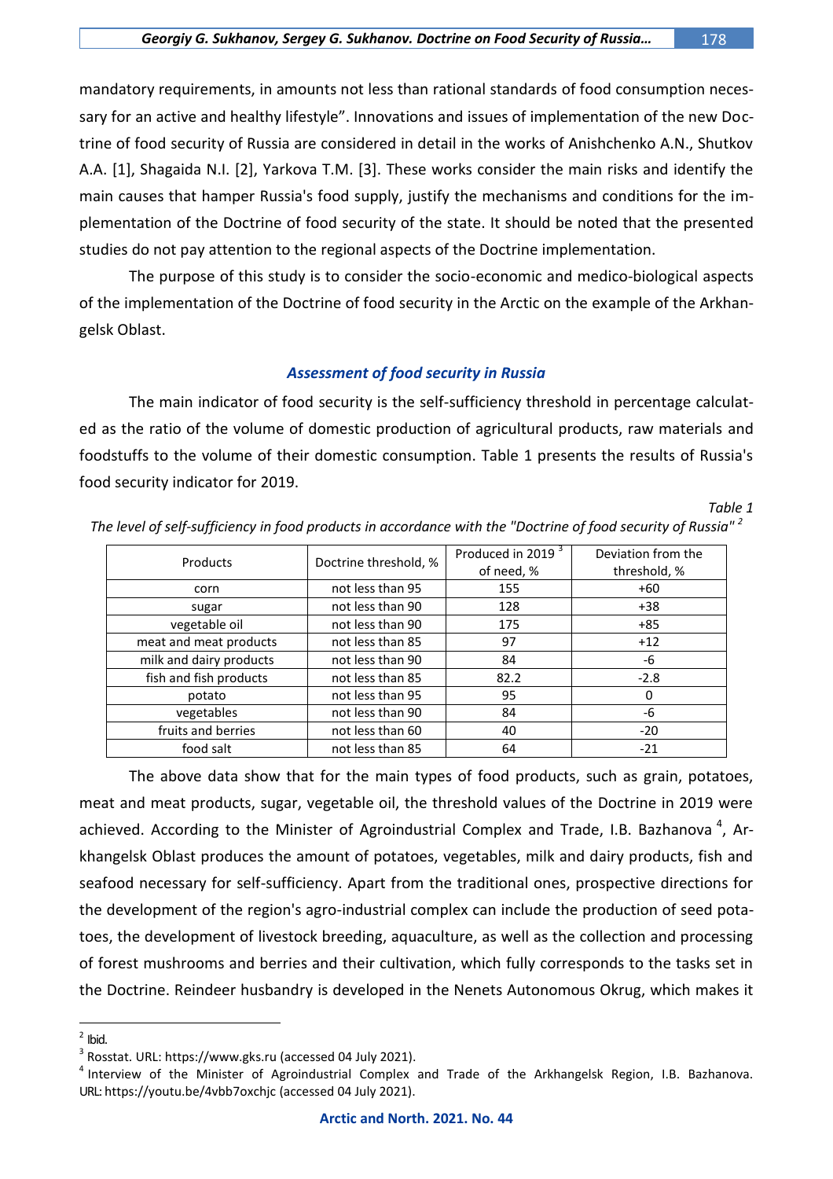mandatory requirements, in amounts not less than rational standards of food consumption necessary for an active and healthy lifestyle". Innovations and issues of implementation of the new Doctrine of food security of Russia are considered in detail in the works of Anishchenko A.N., Shutkov A.A. [1], Shagaida N.I. [2], Yarkova T.M. [3]. These works consider the main risks and identify the main causes that hamper Russia's food supply, justify the mechanisms and conditions for the implementation of the Doctrine of food security of the state. It should be noted that the presented studies do not pay attention to the regional aspects of the Doctrine implementation.

The purpose of this study is to consider the socio-economic and medico-biological aspects of the implementation of the Doctrine of food security in the Arctic on the example of the Arkhangelsk Oblast.

### *Assessment of food security in Russia*

The main indicator of food security is the self-sufficiency threshold in percentage calculated as the ratio of the volume of domestic production of agricultural products, raw materials and foodstuffs to the volume of their domestic consumption. Table 1 presents the results of Russia's food security indicator for 2019.

*Table 1*

*The level of self-sufficiency in food products in accordance with the "Doctrine of food security of Russia"* [2]

| Products | Doctrine threshold, % | Produced in 2019 [3] of need, % | Deviation from the threshold, % |
|---|---|---|---|
| corn | not less than 95 | 155 | +60 |
| sugar | not less than 90 | 128 | +38 |
| vegetable oil | not less than 90 | 175 | +85 |
| meat and meat products | not less than 85 | 97 | +12 |
| milk and dairy products | not less than 90 | 84 | -6 |
| fish and fish products | not less than 85 | 82.2 | -2.8 |
| potato | not less than 95 | 95 | 0 |
| vegetables | not less than 90 | 84 | -6 |
| fruits and berries | not less than 60 | 40 | -20 |
| food salt | not less than 85 | 64 | -21 |

The above data show that for the main types of food products, such as grain, potatoes, meat and meat products, sugar, vegetable oil, the threshold values of the Doctrine in 2019 were achieved. According to the Minister of Agroindustrial Complex and Trade, I.B. Bazhanova [4], Arkhangelsk Oblast produces the amount of potatoes, vegetables, milk and dairy products, fish and seafood necessary for self-sufficiency. Apart from the traditional ones, prospective directions for the development of the region's agro-industrial complex can include the production of seed potatoes, the development of livestock breeding, aquaculture, as well as the collection and processing of forest mushrooms and berries and their cultivation, which fully corresponds to the tasks set in the Doctrine. Reindeer husbandry is developed in the Nenets Autonomous Okrug, which makes it

---

[2] Ibid.

[3] Rosstat. URL: https://www.gks.ru (accessed 04 July 2021).

[4] Interview of the Minister of Agroindustrial Complex and Trade of the Arkhangelsk Region, I.B. Bazhanova. URL: https://youtu.be/4vbb7oxchjc (accessed 04 July 2021).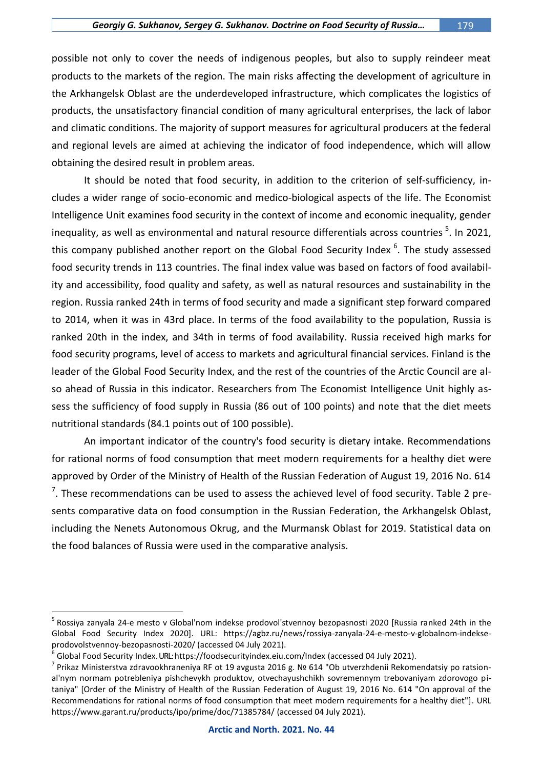possible not only to cover the needs of indigenous peoples, but also to supply reindeer meat products to the markets of the region. The main risks affecting the development of agriculture in the Arkhangelsk Oblast are the underdeveloped infrastructure, which complicates the logistics of products, the unsatisfactory financial condition of many agricultural enterprises, the lack of labor and climatic conditions. The majority of support measures for agricultural producers at the federal and regional levels are aimed at achieving the indicator of food independence, which will allow obtaining the desired result in problem areas.

It should be noted that food security, in addition to the criterion of self-sufficiency, includes a wider range of socio-economic and medico-biological aspects of the life. The Economist Intelligence Unit examines food security in the context of income and economic inequality, gender inequality, as well as environmental and natural resource differentials across countries [5]. In 2021, this company published another report on the Global Food Security Index [6]. The study assessed food security trends in 113 countries. The final index value was based on factors of food availability and accessibility, food quality and safety, as well as natural resources and sustainability in the region. Russia ranked 24th in terms of food security and made a significant step forward compared to 2014, when it was in 43rd place. In terms of the food availability to the population, Russia is ranked 20th in the index, and 34th in terms of food availability. Russia received high marks for food security programs, level of access to markets and agricultural financial services. Finland is the leader of the Global Food Security Index, and the rest of the countries of the Arctic Council are also ahead of Russia in this indicator. Researchers from The Economist Intelligence Unit highly assess the sufficiency of food supply in Russia (86 out of 100 points) and note that the diet meets nutritional standards (84.1 points out of 100 possible).

An important indicator of the country's food security is dietary intake. Recommendations for rational norms of food consumption that meet modern requirements for a healthy diet were approved by Order of the Ministry of Health of the Russian Federation of August 19, 2016 No. 614 [7]. These recommendations can be used to assess the achieved level of food security. Table 2 presents comparative data on food consumption in the Russian Federation, the Arkhangelsk Oblast, including the Nenets Autonomous Okrug, and the Murmansk Oblast for 2019. Statistical data on the food balances of Russia were used in the comparative analysis.

---

[5] Rossiya zanyala 24-e mesto v Global'nom indekse prodovol'stvennoy bezopasnosti 2020 [Russia ranked 24th in the Global Food Security Index 2020]. URL: https://agbz.ru/news/rossiya-zanyala-24-e-mesto-v-globalnom-indekse-prodovolstvennoy-bezopasnosti-2020/ (accessed 04 July 2021).

[6] Global Food Security Index. URL: https://foodsecurityindex.eiu.com/Index (accessed 04 July 2021).

[7] Prikaz Ministerstva zdravookhraneniya RF ot 19 avgusta 2016 g. № 614 "Ob utverzhdenii Rekomendatsiy po ratsional'nym normam potrebleniya pishchevykh produktov, otvechayushchikh sovremennym trebovaniyam zdorovogo pitaniya" [Order of the Ministry of Health of the Russian Federation of August 19, 2016 No. 614 "On approval of the Recommendations for rational norms of food consumption that meet modern requirements for a healthy diet"]. URL https://www.garant.ru/products/ipo/prime/doc/71385784/ (accessed 04 July 2021).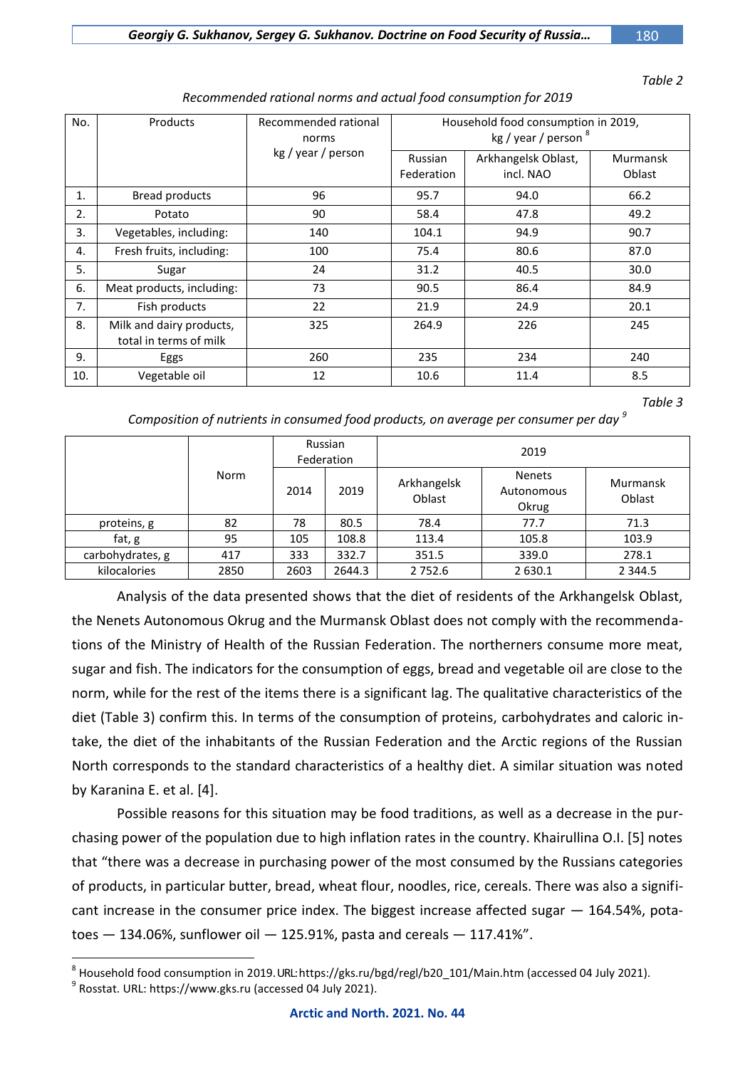*Table 2*

*Recommended rational norms and actual food consumption for 2019*

| No. | Products | Recommended rational norms kg / year / person | Household food consumption in 2019, kg / year / person [8] | | |
|---|---|---|---|---|---|
| | | | Russian Federation | Arkhangelsk Oblast, incl. NAO | Murmansk Oblast |
| 1. | Bread products | 96 | 95.7 | 94.0 | 66.2 |
| 2. | Potato | 90 | 58.4 | 47.8 | 49.2 |
| 3. | Vegetables, including: | 140 | 104.1 | 94.9 | 90.7 |
| 4. | Fresh fruits, including: | 100 | 75.4 | 80.6 | 87.0 |
| 5. | Sugar | 24 | 31.2 | 40.5 | 30.0 |
| 6. | Meat products, including: | 73 | 90.5 | 86.4 | 84.9 |
| 7. | Fish products | 22 | 21.9 | 24.9 | 20.1 |
| 8. | Milk and dairy products, total in terms of milk | 325 | 264.9 | 226 | 245 |
| 9. | Eggs | 260 | 235 | 234 | 240 |
| 10. | Vegetable oil | 12 | 10.6 | 11.4 | 8.5 |

*Table 3*

*Composition of nutrients in consumed food products, on average per consumer per day [9]*

| | Norm | Russian Federation | | 2019 | | |
|---|---|---|---|---|---|---|
| | | 2014 | 2019 | Arkhangelsk Oblast | Nenets Autonomous Okrug | Murmansk Oblast |
| proteins, g | 82 | 78 | 80.5 | 78.4 | 77.7 | 71.3 |
| fat, g | 95 | 105 | 108.8 | 113.4 | 105.8 | 103.9 |
| carbohydrates, g | 417 | 333 | 332.7 | 351.5 | 339.0 | 278.1 |
| kilocalories | 2850 | 2603 | 2644.3 | 2 752.6 | 2 630.1 | 2 344.5 |

Analysis of the data presented shows that the diet of residents of the Arkhangelsk Oblast, the Nenets Autonomous Okrug and the Murmansk Oblast does not comply with the recommendations of the Ministry of Health of the Russian Federation. The northerners consume more meat, sugar and fish. The indicators for the consumption of eggs, bread and vegetable oil are close to the norm, while for the rest of the items there is a significant lag. The qualitative characteristics of the diet (Table 3) confirm this. In terms of the consumption of proteins, carbohydrates and caloric intake, the diet of the inhabitants of the Russian Federation and the Arctic regions of the Russian North corresponds to the standard characteristics of a healthy diet. A similar situation was noted by Karanina E. et al. [4].

Possible reasons for this situation may be food traditions, as well as a decrease in the purchasing power of the population due to high inflation rates in the country. Khairullina O.I. [5] notes that "there was a decrease in purchasing power of the most consumed by the Russians categories of products, in particular butter, bread, wheat flour, noodles, rice, cereals. There was also a significant increase in the consumer price index. The biggest increase affected sugar — 164.54%, potatoes — 134.06%, sunflower oil — 125.91%, pasta and cereals — 117.41%".

---

[8] Household food consumption in 2019. URL: https://gks.ru/bgd/regl/b20_101/Main.htm (accessed 04 July 2021).

[9] Rosstat. URL: https://www.gks.ru (accessed 04 July 2021).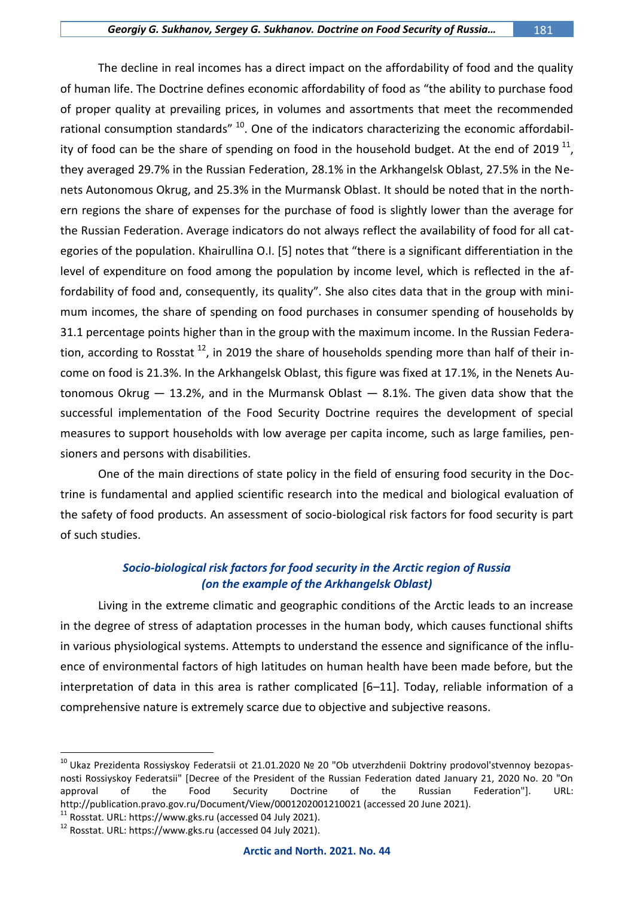The decline in real incomes has a direct impact on the affordability of food and the quality of human life. The Doctrine defines economic affordability of food as "the ability to purchase food of proper quality at prevailing prices, in volumes and assortments that meet the recommended rational consumption standards" [10]. One of the indicators characterizing the economic affordability of food can be the share of spending on food in the household budget. At the end of 2019 [11], they averaged 29.7% in the Russian Federation, 28.1% in the Arkhangelsk Oblast, 27.5% in the Nenets Autonomous Okrug, and 25.3% in the Murmansk Oblast. It should be noted that in the northern regions the share of expenses for the purchase of food is slightly lower than the average for the Russian Federation. Average indicators do not always reflect the availability of food for all categories of the population. Khairullina O.I. [5] notes that "there is a significant differentiation in the level of expenditure on food among the population by income level, which is reflected in the affordability of food and, consequently, its quality". She also cites data that in the group with minimum incomes, the share of spending on food purchases in consumer spending of households by 31.1 percentage points higher than in the group with the maximum income. In the Russian Federation, according to Rosstat [12], in 2019 the share of households spending more than half of their income on food is 21.3%. In the Arkhangelsk Oblast, this figure was fixed at 17.1%, in the Nenets Autonomous Okrug — 13.2%, and in the Murmansk Oblast — 8.1%. The given data show that the successful implementation of the Food Security Doctrine requires the development of special measures to support households with low average per capita income, such as large families, pensioners and persons with disabilities.

One of the main directions of state policy in the field of ensuring food security in the Doctrine is fundamental and applied scientific research into the medical and biological evaluation of the safety of food products. An assessment of socio-biological risk factors for food security is part of such studies.

## *Socio-biological risk factors for food security in the Arctic region of Russia (on the example of the Arkhangelsk Oblast)*

Living in the extreme climatic and geographic conditions of the Arctic leads to an increase in the degree of stress of adaptation processes in the human body, which causes functional shifts in various physiological systems. Attempts to understand the essence and significance of the influence of environmental factors of high latitudes on human health have been made before, but the interpretation of data in this area is rather complicated [6–11]. Today, reliable information of a comprehensive nature is extremely scarce due to objective and subjective reasons.

---

[10] Ukaz Prezidenta Rossiyskoy Federatsii ot 21.01.2020 № 20 "Ob utverzhdenii Doktriny prodovol'stvennoy bezopasnosti Rossiyskoy Federatsii" [Decree of the President of the Russian Federation dated January 21, 2020 No. 20 "On approval of the Food Security Doctrine of the Russian Federation"]. URL: http://publication.pravo.gov.ru/Document/View/0001202001210021 (accessed 20 June 2021).

[11] Rosstat. URL: https://www.gks.ru (accessed 04 July 2021).

[12] Rosstat. URL: https://www.gks.ru (accessed 04 July 2021).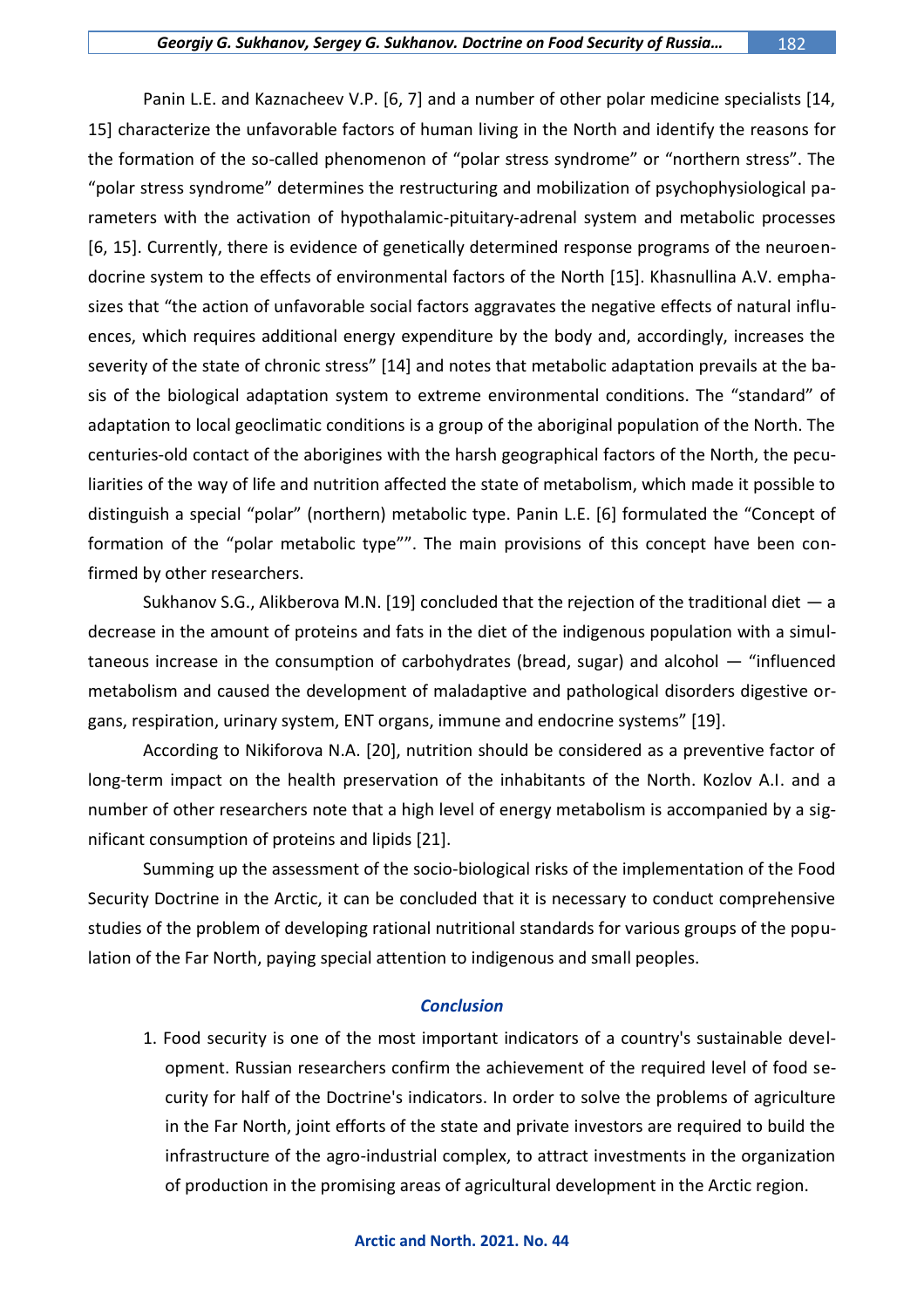Panin L.E. and Kaznacheev V.P. [6, 7] and a number of other polar medicine specialists [14, 15] characterize the unfavorable factors of human living in the North and identify the reasons for the formation of the so-called phenomenon of "polar stress syndrome" or "northern stress". The "polar stress syndrome" determines the restructuring and mobilization of psychophysiological parameters with the activation of hypothalamic-pituitary-adrenal system and metabolic processes [6, 15]. Currently, there is evidence of genetically determined response programs of the neuroendocrine system to the effects of environmental factors of the North [15]. Khasnullina A.V. emphasizes that "the action of unfavorable social factors aggravates the negative effects of natural influences, which requires additional energy expenditure by the body and, accordingly, increases the severity of the state of chronic stress" [14] and notes that metabolic adaptation prevails at the basis of the biological adaptation system to extreme environmental conditions. The "standard" of adaptation to local geoclimatic conditions is a group of the aboriginal population of the North. The centuries-old contact of the aborigines with the harsh geographical factors of the North, the peculiarities of the way of life and nutrition affected the state of metabolism, which made it possible to distinguish a special "polar" (northern) metabolic type. Panin L.E. [6] formulated the "Concept of formation of the "polar metabolic type"". The main provisions of this concept have been confirmed by other researchers.

Sukhanov S.G., Alikberova M.N. [19] concluded that the rejection of the traditional diet — a decrease in the amount of proteins and fats in the diet of the indigenous population with a simultaneous increase in the consumption of carbohydrates (bread, sugar) and alcohol — "influenced metabolism and caused the development of maladaptive and pathological disorders digestive organs, respiration, urinary system, ENT organs, immune and endocrine systems" [19].

According to Nikiforova N.A. [20], nutrition should be considered as a preventive factor of long-term impact on the health preservation of the inhabitants of the North. Kozlov A.I. and a number of other researchers note that a high level of energy metabolism is accompanied by a significant consumption of proteins and lipids [21].

Summing up the assessment of the socio-biological risks of the implementation of the Food Security Doctrine in the Arctic, it can be concluded that it is necessary to conduct comprehensive studies of the problem of developing rational nutritional standards for various groups of the population of the Far North, paying special attention to indigenous and small peoples.

## *Conclusion*

1. Food security is one of the most important indicators of a country's sustainable development. Russian researchers confirm the achievement of the required level of food security for half of the Doctrine's indicators. In order to solve the problems of agriculture in the Far North, joint efforts of the state and private investors are required to build the infrastructure of the agro-industrial complex, to attract investments in the organization of production in the promising areas of agricultural development in the Arctic region.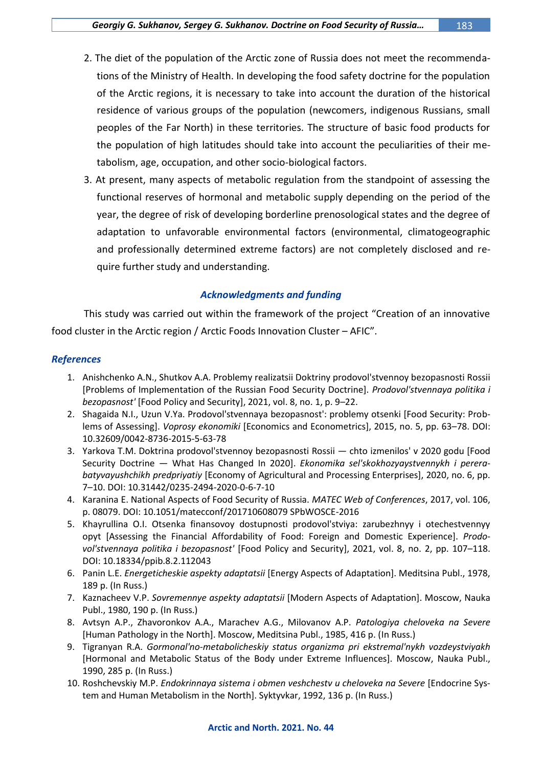2. The diet of the population of the Arctic zone of Russia does not meet the recommendations of the Ministry of Health. In developing the food safety doctrine for the population of the Arctic regions, it is necessary to take into account the duration of the historical residence of various groups of the population (newcomers, indigenous Russians, small peoples of the Far North) in these territories. The structure of basic food products for the population of high latitudes should take into account the peculiarities of their metabolism, age, occupation, and other socio-biological factors.
3. At present, many aspects of metabolic regulation from the standpoint of assessing the functional reserves of hormonal and metabolic supply depending on the period of the year, the degree of risk of developing borderline prenosological states and the degree of adaptation to unfavorable environmental factors (environmental, climatogeographic and professionally determined extreme factors) are not completely disclosed and require further study and understanding.

## *Acknowledgments and funding*

This study was carried out within the framework of the project "Creation of an innovative food cluster in the Arctic region / Arctic Foods Innovation Cluster – AFIC".

## *References*

1. Anishchenko A.N., Shutkov A.A. Problemy realizatsii Doktriny prodovol'stvennoy bezopasnosti Rossii [Problems of Implementation of the Russian Food Security Doctrine]. *Prodovol'stvennaya politika i bezopasnost'* [Food Policy and Security], 2021, vol. 8, no. 1, p. 9–22.
2. Shagaida N.I., Uzun V.Ya. Prodovol'stvennaya bezopasnost': problemy otsenki [Food Security: Problems of Assessing]. *Voprosy ekonomiki* [Economics and Econometrics], 2015, no. 5, pp. 63–78. DOI: 10.32609/0042-8736-2015-5-63-78
3. Yarkova T.M. Doktrina prodovol'stvennoy bezopasnosti Rossii — chto izmenilos' v 2020 godu [Food Security Doctrine — What Has Changed In 2020]. *Ekonomika sel'skokhozyaystvennykh i pererabatyvayushchikh predpriyatiy* [Economy of Agricultural and Processing Enterprises], 2020, no. 6, pp. 7–10. DOI: 10.31442/0235-2494-2020-0-6-7-10
4. Karanina E. National Aspects of Food Security of Russia. *MATEC Web of Conferences*, 2017, vol. 106, p. 08079. DOI: 10.1051/matecconf/201710608079 SPbWOSCE-2016
5. Khayrullina O.I. Otsenka finansovoy dostupnosti prodovol'stviya: zarubezhnyy i otechestvennyy opyt [Assessing the Financial Affordability of Food: Foreign and Domestic Experience]. *Prodovol'stvennaya politika i bezopasnost'* [Food Policy and Security], 2021, vol. 8, no. 2, pp. 107–118. DOI: 10.18334/ppib.8.2.112043
6. Panin L.E. *Energeticheskie aspekty adaptatsii* [Energy Aspects of Adaptation]. Meditsina Publ., 1978, 189 p. (In Russ.)
7. Kaznacheev V.P. *Sovremennye aspekty adaptatsii* [Modern Aspects of Adaptation]. Moscow, Nauka Publ., 1980, 190 p. (In Russ.)
8. Avtsyn A.P., Zhavoronkov A.A., Marachev A.G., Milovanov A.P. *Patologiya cheloveka na Severe* [Human Pathology in the North]. Moscow, Meditsina Publ., 1985, 416 p. (In Russ.)
9. Tigranyan R.A. *Gormonal'no-metabolicheskiy status organizma pri ekstremal'nykh vozdeystviyakh* [Hormonal and Metabolic Status of the Body under Extreme Influences]. Moscow, Nauka Publ., 1990, 285 p. (In Russ.)
10. Roshchevskiy M.P. *Endokrinnaya sistema i obmen veshchestv u cheloveka na Severe* [Endocrine System and Human Metabolism in the North]. Syktyvkar, 1992, 136 p. (In Russ.)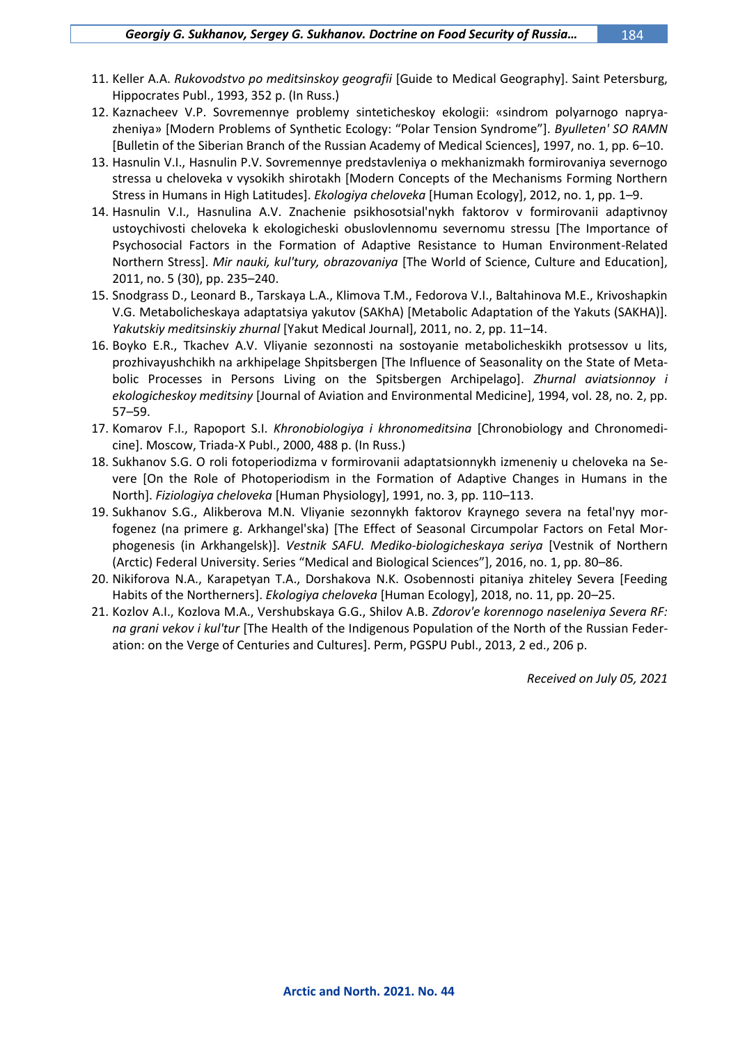11. Keller A.A. *Rukovodstvo po meditsinskoy geografii* [Guide to Medical Geography]. Saint Petersburg, Hippocrates Publ., 1993, 352 p. (In Russ.)
12. Kaznacheev V.P. Sovremennye problemy sinteticheskoy ekologii: «sindrom polyarnogo napryazheniya» [Modern Problems of Synthetic Ecology: "Polar Tension Syndrome"]. *Byulleten' SO RAMN* [Bulletin of the Siberian Branch of the Russian Academy of Medical Sciences], 1997, no. 1, pp. 6–10.
13. Hasnulin V.I., Hasnulin P.V. Sovremennye predstavleniya o mekhanizmakh formirovaniya severnogo stressa u cheloveka v vysokikh shirotakh [Modern Concepts of the Mechanisms Forming Northern Stress in Humans in High Latitudes]. *Ekologiya cheloveka* [Human Ecology], 2012, no. 1, pp. 1–9.
14. Hasnulin V.I., Hasnulina A.V. Znachenie psikhosotsial'nykh faktorov v formirovanii adaptivnoy ustoychivosti cheloveka k ekologicheski obuslovlennomu severnomu stressu [The Importance of Psychosocial Factors in the Formation of Adaptive Resistance to Human Environment-Related Northern Stress]. *Mir nauki, kul'tury, obrazovaniya* [The World of Science, Culture and Education], 2011, no. 5 (30), pp. 235–240.
15. Snodgrass D., Leonard B., Tarskaya L.A., Klimova T.M., Fedorova V.I., Baltahinova M.E., Krivoshapkin V.G. Metabolicheskaya adaptatsiya yakutov (SAKhA) [Metabolic Adaptation of the Yakuts (SAKHA)]. *Yakutskiy meditsinskiy zhurnal* [Yakut Medical Journal], 2011, no. 2, pp. 11–14.
16. Boyko E.R., Tkachev A.V. Vliyanie sezonnosti na sostoyanie metabolicheskikh protsessov u lits, prozhivayushchikh na arkhipelage Shpitsbergen [The Influence of Seasonality on the State of Metabolic Processes in Persons Living on the Spitsbergen Archipelago]. *Zhurnal aviatsionnoy i ekologicheskoy meditsiny* [Journal of Aviation and Environmental Medicine], 1994, vol. 28, no. 2, pp. 57–59.
17. Komarov F.I., Rapoport S.I. *Khronobiologiya i khronomeditsina* [Chronobiology and Chronomedicine]. Moscow, Triada-X Publ., 2000, 488 p. (In Russ.)
18. Sukhanov S.G. O roli fotoperiodizma v formirovanii adaptatsionnykh izmeneniy u cheloveka na Severe [On the Role of Photoperiodism in the Formation of Adaptive Changes in Humans in the North]. *Fiziologiya cheloveka* [Human Physiology], 1991, no. 3, pp. 110–113.
19. Sukhanov S.G., Alikberova M.N. Vliyanie sezonnykh faktorov Kraynego severa na fetal'nyy morfogenez (na primere g. Arkhangel'ska) [The Effect of Seasonal Circumpolar Factors on Fetal Morphogenesis (in Arkhangelsk)]. *Vestnik SAFU. Mediko-biologicheskaya seriya* [Vestnik of Northern (Arctic) Federal University. Series "Medical and Biological Sciences"], 2016, no. 1, pp. 80–86.
20. Nikiforova N.A., Karapetyan T.A., Dorshakova N.K. Osobennosti pitaniya zhiteley Severa [Feeding Habits of the Northerners]. *Ekologiya cheloveka* [Human Ecology], 2018, no. 11, pp. 20–25.
21. Kozlov A.I., Kozlova M.A., Vershubskaya G.G., Shilov A.B. *Zdorov'e korennogo naseleniya Severa RF: na grani vekov i kul'tur* [The Health of the Indigenous Population of the North of the Russian Federation: on the Verge of Centuries and Cultures]. Perm, PGSPU Publ., 2013, 2 ed., 206 p.

*Received on July 05, 2021*